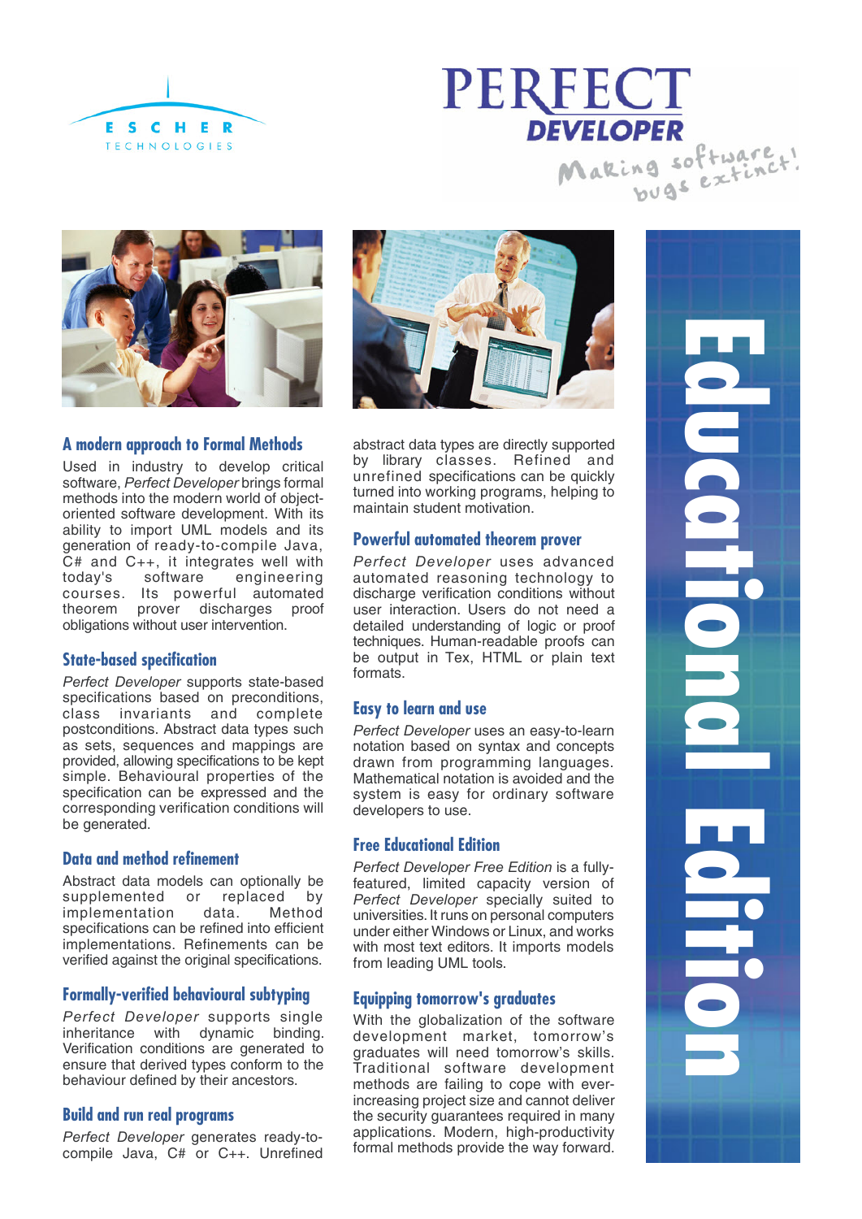ESCHER TECHNOLOGIES

# PERFECT DEVELOPER

Making software bugs extinct!

# Educational Edition

## A modern approach to Formal Methods

Used in industry to develop critical software, *Perfect Developer* brings formal methods into the modern world of object-oriented software development. With its ability to import UML models and its generation of ready-to-compile Java, C# and C++, it integrates well with today's software engineering courses. Its powerful automated theorem prover discharges proof obligations without user intervention.

## State-based specification

*Perfect Developer* supports state-based specifications based on preconditions, class invariants and complete postconditions. Abstract data types such as sets, sequences and mappings are provided, allowing specifications to be kept simple. Behavioural properties of the specification can be expressed and the corresponding verification conditions will be generated.

## Data and method refinement

Abstract data models can optionally be supplemented or replaced by implementation data. Method specifications can be refined into efficient implementations. Refinements can be verified against the original specifications.

## Formally-verified behavioural subtyping

*Perfect Developer* supports single inheritance with dynamic binding. Verification conditions are generated to ensure that derived types conform to the behaviour defined by their ancestors.

## Build and run real programs

*Perfect Developer* generates ready-to-compile Java, C# or C++. Unrefined abstract data types are directly supported by library classes. Refined and unrefined specifications can be quickly turned into working programs, helping to maintain student motivation.

## Powerful automated theorem prover

*Perfect Developer* uses advanced automated reasoning technology to discharge verification conditions without user interaction. Users do not need a detailed understanding of logic or proof techniques. Human-readable proofs can be output in Tex, HTML or plain text formats.

## Easy to learn and use

*Perfect Developer* uses an easy-to-learn notation based on syntax and concepts drawn from programming languages. Mathematical notation is avoided and the system is easy for ordinary software developers to use.

## Free Educational Edition

*Perfect Developer Free Edition* is a fully-featured, limited capacity version of *Perfect Developer* specially suited to universities. It runs on personal computers under either Windows or Linux, and works with most text editors. It imports models from leading UML tools.

## Equipping tomorrow's graduates

With the globalization of the software development market, tomorrow's graduates will need tomorrow's skills. Traditional software development methods are failing to cope with ever-increasing project size and cannot deliver the security guarantees required in many applications. Modern, high-productivity formal methods provide the way forward.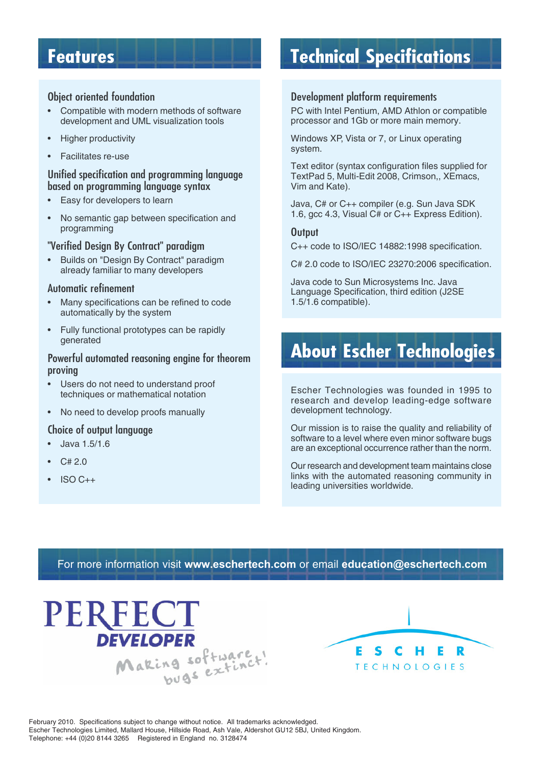## Features

### Object oriented foundation

- Compatible with modern methods of software development and UML visualization tools
- Higher productivity
- Facilitates re-use

### Unified specification and programming language based on programming language syntax

- Easy for developers to learn
- No semantic gap between specification and programming

### "Verified Design By Contract" paradigm

- Builds on "Design By Contract" paradigm already familiar to many developers

### Automatic refinement

- Many specifications can be refined to code automatically by the system
- Fully functional prototypes can be rapidly generated

### Powerful automated reasoning engine for theorem proving

- Users do not need to understand proof techniques or mathematical notation
- No need to develop proofs manually

### Choice of output language

- Java 1.5/1.6
- C# 2.0
- ISO C++

## Technical Specifications

### Development platform requirements

PC with Intel Pentium, AMD Athlon or compatible processor and 1Gb or more main memory.

Windows XP, Vista or 7, or Linux operating system.

Text editor (syntax configuration files supplied for TextPad 5, Multi-Edit 2008, Crimson,, XEmacs, Vim and Kate).

Java, C# or C++ compiler (e.g. Sun Java SDK 1.6, gcc 4.3, Visual C# or C++ Express Edition).

### Output

C++ code to ISO/IEC 14882:1998 specification.

C# 2.0 code to ISO/IEC 23270:2006 specification.

Java code to Sun Microsystems Inc. Java Language Specification, third edition (J2SE 1.5/1.6 compatible).

## About Escher Technologies

Escher Technologies was founded in 1995 to research and develop leading-edge software development technology.

Our mission is to raise the quality and reliability of software to a level where even minor software bugs are an exceptional occurrence rather than the norm.

Our research and development team maintains close links with the automated reasoning community in leading universities worldwide.

For more information visit **www.eschertech.com** or email **education@eschertech.com**

PERFECT DEVELOPER

Making software bugs extinct!

ESCHER TECHNOLOGIES

February 2010. Specifications subject to change without notice. All trademarks acknowledged.
Escher Technologies Limited, Mallard House, Hillside Road, Ash Vale, Aldershot GU12 5BJ, United Kingdom.
Telephone: +44 (0)20 8144 3265 Registered in England no. 3128474